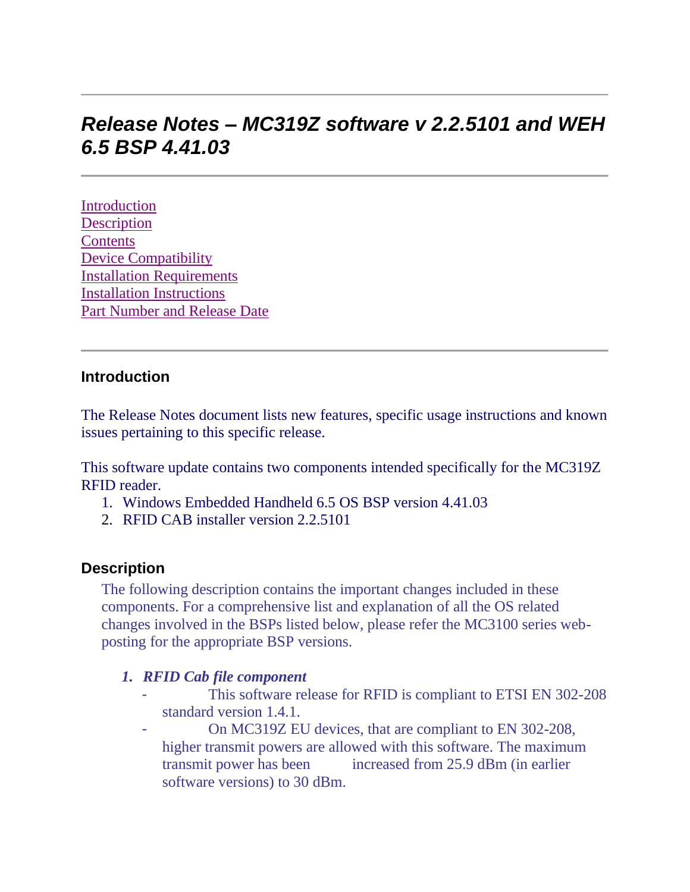---

# *Release Notes – MC319Z software v 2.2.5101 and WEH 6.5 BSP 4.41.03*

---

[Introduction](#introduction)
[Description](#description)
[Contents](#contents)
[Device Compatibility](#device-compatibility)
[Installation Requirements](#installation-requirements)
[Installation Instructions](#installation-instructions)
[Part Number and Release Date](#part-number-and-release-date)

---

## Introduction

The Release Notes document lists new features, specific usage instructions and known issues pertaining to this specific release.

This software update contains two components intended specifically for the MC319Z RFID reader.

1. Windows Embedded Handheld 6.5 OS BSP version 4.41.03
2. RFID CAB installer version 2.2.5101

## Description

The following description contains the important changes included in these components. For a comprehensive list and explanation of all the OS related changes involved in the BSPs listed below, please refer the MC3100 series web-posting for the appropriate BSP versions.

1. ***RFID Cab file component***
   - This software release for RFID is compliant to ETSI EN 302-208 standard version 1.4.1.
   - On MC319Z EU devices, that are compliant to EN 302-208, higher transmit powers are allowed with this software. The maximum transmit power has been increased from 25.9 dBm (in earlier software versions) to 30 dBm.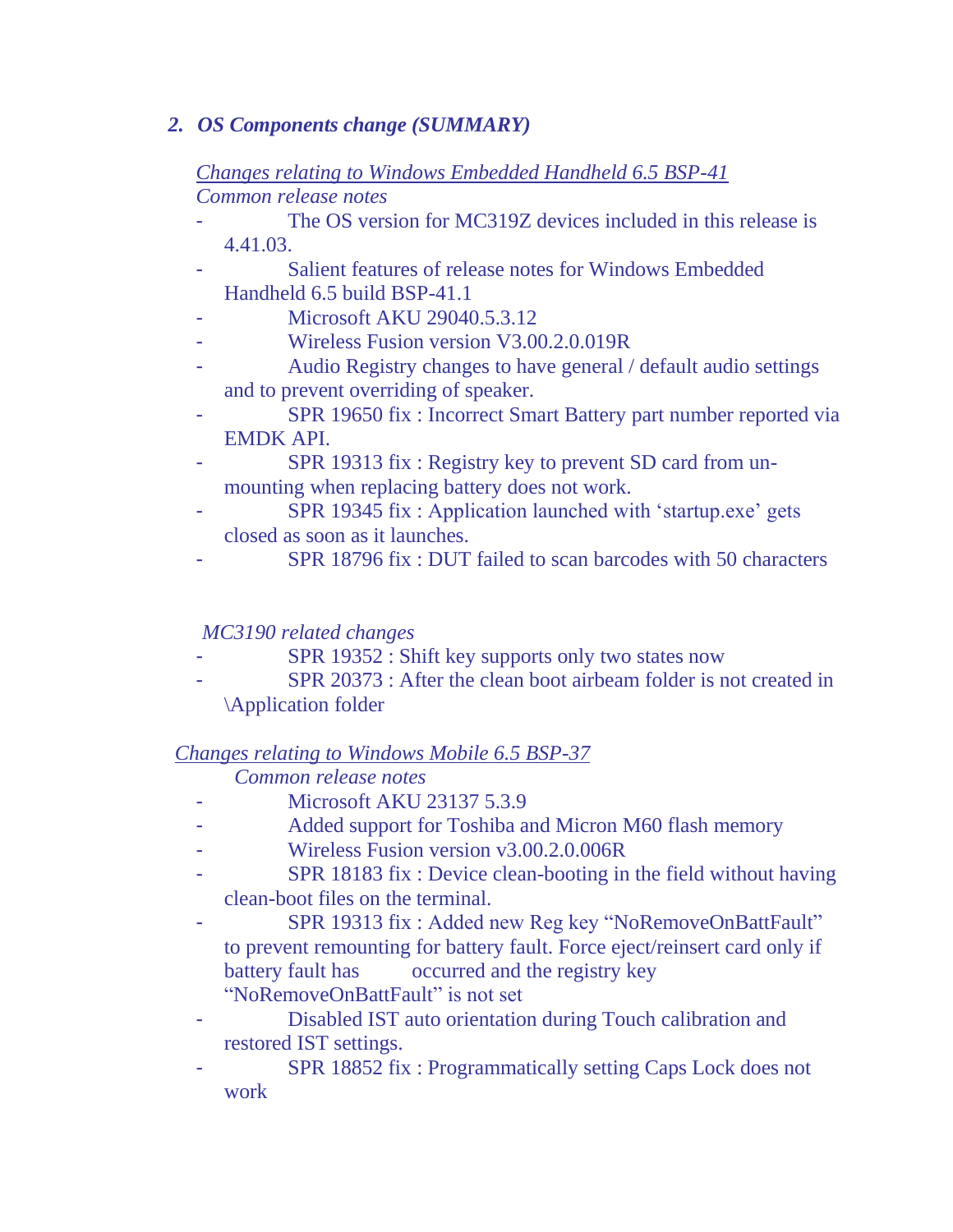## 2. *OS Components change (SUMMARY)*

*Changes relating to Windows Embedded Handheld 6.5 BSP-41*

*Common release notes*

- The OS version for MC319Z devices included in this release is 4.41.03.
- Salient features of release notes for Windows Embedded Handheld 6.5 build BSP-41.1
- Microsoft AKU 29040.5.3.12
- Wireless Fusion version V3.00.2.0.019R
- Audio Registry changes to have general / default audio settings and to prevent overriding of speaker.
- SPR 19650 fix : Incorrect Smart Battery part number reported via EMDK API.
- SPR 19313 fix : Registry key to prevent SD card from un-mounting when replacing battery does not work.
- SPR 19345 fix : Application launched with 'startup.exe' gets closed as soon as it launches.
- SPR 18796 fix : DUT failed to scan barcodes with 50 characters

*MC3190 related changes*

- SPR 19352 : Shift key supports only two states now
- SPR 20373 : After the clean boot airbeam folder is not created in \Application folder

*Changes relating to Windows Mobile 6.5 BSP-37*

*Common release notes*

- Microsoft AKU 23137 5.3.9
- Added support for Toshiba and Micron M60 flash memory
- Wireless Fusion version v3.00.2.0.006R
- SPR 18183 fix : Device clean-booting in the field without having clean-boot files on the terminal.
- SPR 19313 fix : Added new Reg key "NoRemoveOnBattFault" to prevent remounting for battery fault. Force eject/reinsert card only if battery fault has occurred and the registry key "NoRemoveOnBattFault" is not set
- Disabled IST auto orientation during Touch calibration and restored IST settings.
- SPR 18852 fix : Programmatically setting Caps Lock does not work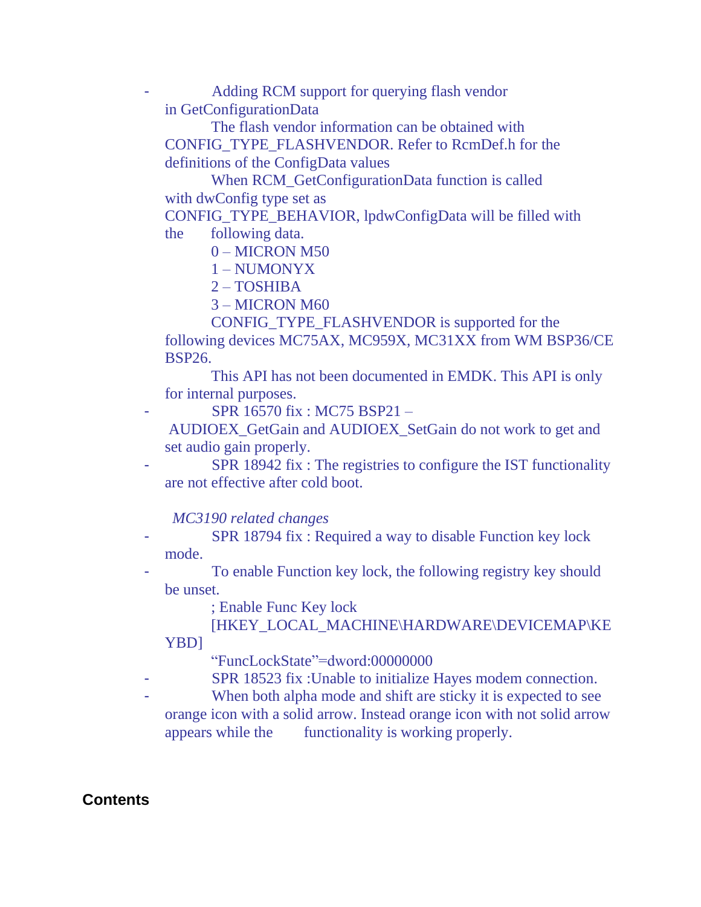- Adding RCM support for querying flash vendor in GetConfigurationData

  The flash vendor information can be obtained with CONFIG_TYPE_FLASHVENDOR. Refer to RcmDef.h for the definitions of the ConfigData values

  When RCM_GetConfigurationData function is called with dwConfig type set as CONFIG_TYPE_BEHAVIOR, lpdwConfigData will be filled with the following data.

  0 – MICRON M50
  1 – NUMONYX
  2 – TOSHIBA
  3 – MICRON M60

  CONFIG_TYPE_FLASHVENDOR is supported for the following devices MC75AX, MC959X, MC31XX from WM BSP36/CE BSP26.

  This API has not been documented in EMDK. This API is only for internal purposes.

- SPR 16570 fix : MC75 BSP21 – AUDIOEX_GetGain and AUDIOEX_SetGain do not work to get and set audio gain properly.
- SPR 18942 fix : The registries to configure the IST functionality are not effective after cold boot.

*MC3190 related changes*

- SPR 18794 fix : Required a way to disable Function key lock mode.
- To enable Function key lock, the following registry key should be unset.

  ; Enable Func Key lock
  [HKEY_LOCAL_MACHINE\HARDWARE\DEVICEMAP\KEYBD]
  “FuncLockState”=dword:00000000

- SPR 18523 fix :Unable to initialize Hayes modem connection.
- When both alpha mode and shift are sticky it is expected to see orange icon with a solid arrow. Instead orange icon with not solid arrow appears while the functionality is working properly.

**Contents**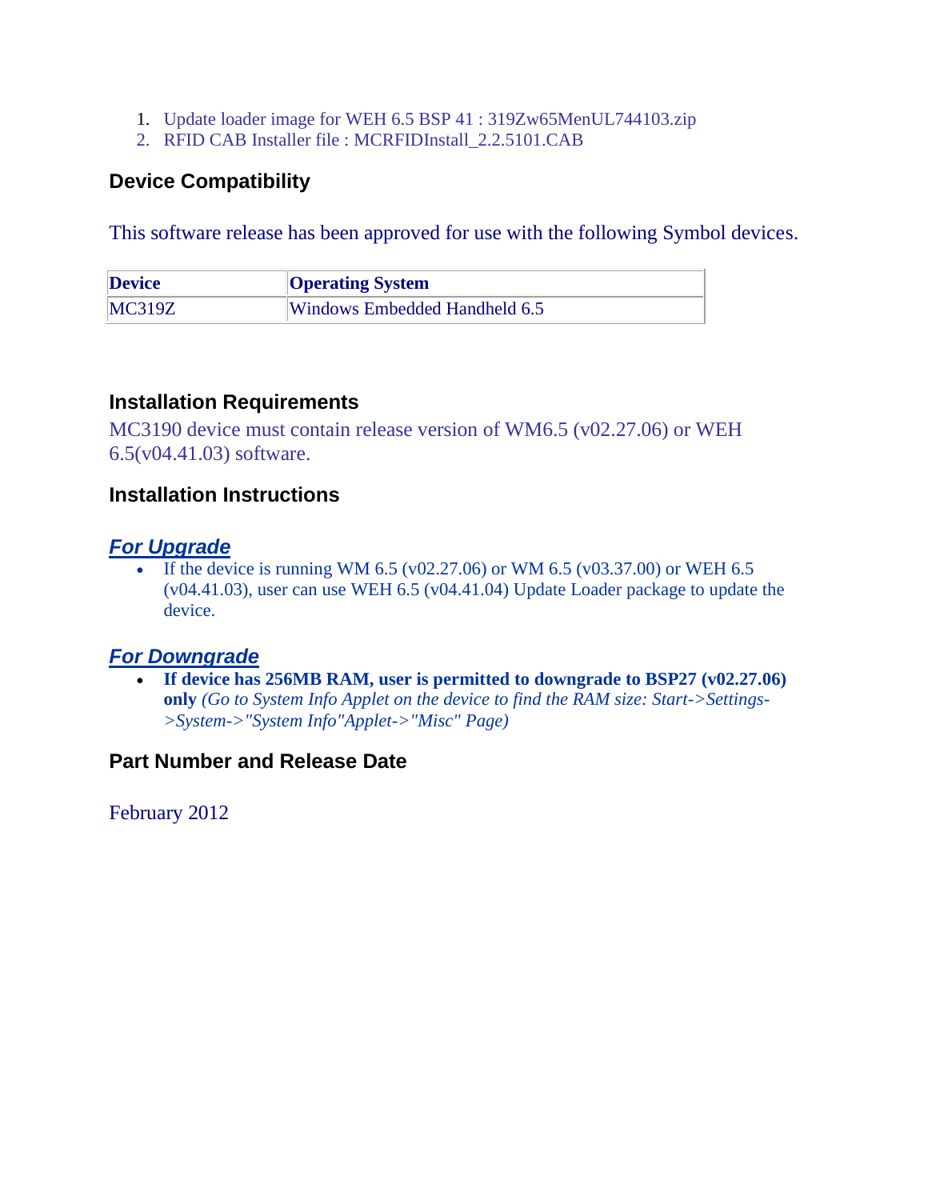1. Update loader image for WEH 6.5 BSP 41 : 319Zw65MenUL744103.zip
2. RFID CAB Installer file : MCRFIDInstall_2.2.5101.CAB

## Device Compatibility

This software release has been approved for use with the following Symbol devices.

| Device | Operating System |
| --- | --- |
| MC319Z | Windows Embedded Handheld 6.5 |

## Installation Requirements

MC3190 device must contain release version of WM6.5 (v02.27.06) or WEH 6.5(v04.41.03) software.

## Installation Instructions

### *For Upgrade*

- If the device is running WM 6.5 (v02.27.06) or WM 6.5 (v03.37.00) or WEH 6.5 (v04.41.03), user can use WEH 6.5 (v04.41.04) Update Loader package to update the device.

### *For Downgrade*

- **If device has 256MB RAM, user is permitted to downgrade to BSP27 (v02.27.06) only** *(Go to System Info Applet on the device to find the RAM size: Start->Settings->System->"System Info"Applet->"Misc" Page)*

## Part Number and Release Date

February 2012